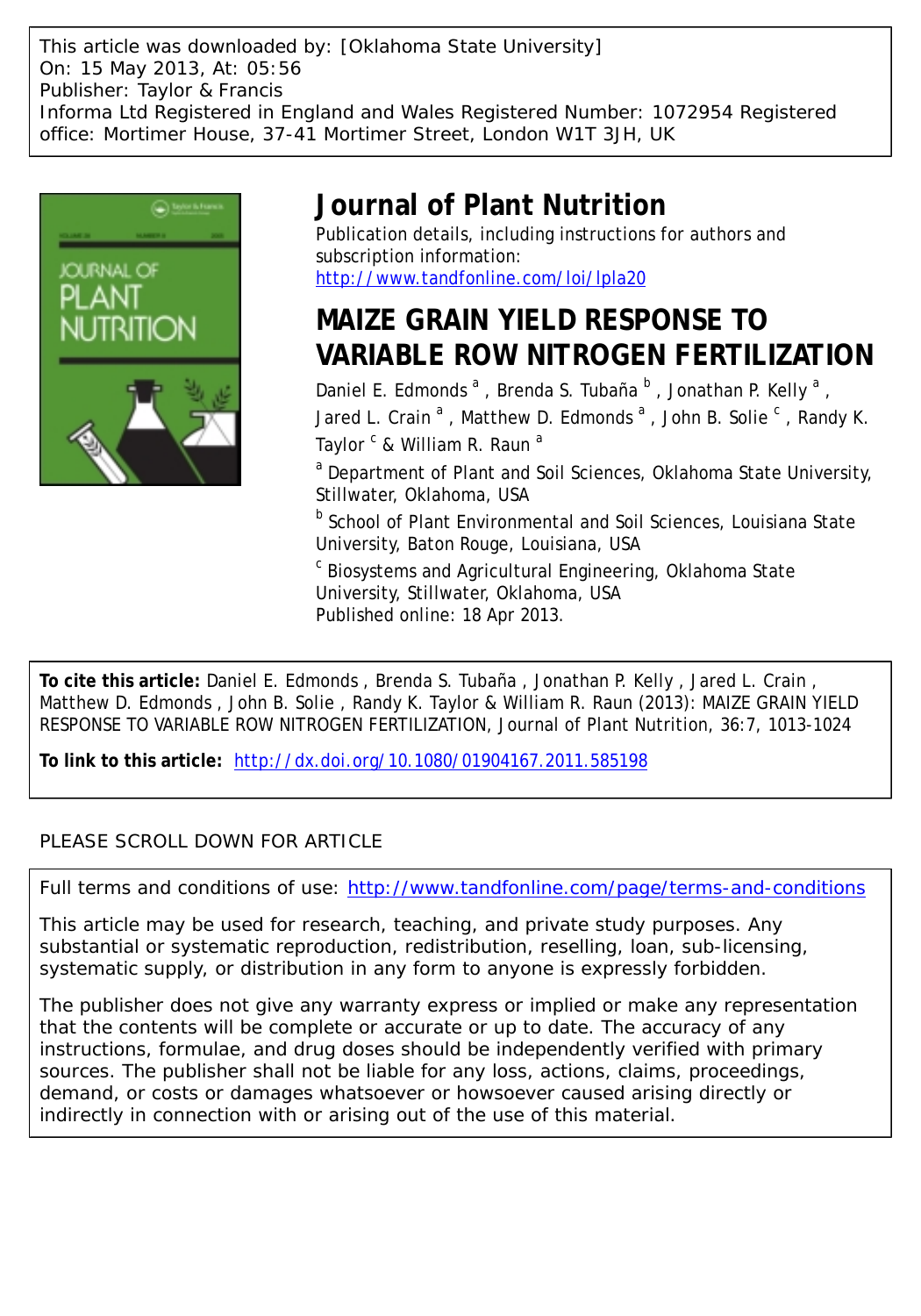This article was downloaded by: [Oklahoma State University]
On: 15 May 2013, At: 05:56
Publisher: Taylor & Francis
Informa Ltd Registered in England and Wales Registered Number: 1072954 Registered office: Mortimer House, 37-41 Mortimer Street, London W1T 3JH, UK

# Journal of Plant Nutrition

Publication details, including instructions for authors and subscription information:
http://www.tandfonline.com/loi/lpla20

# MAIZE GRAIN YIELD RESPONSE TO VARIABLE ROW NITROGEN FERTILIZATION

Daniel E. Edmonds [a], Brenda S. Tubaña [b], Jonathan P. Kelly [a], Jared L. Crain [a], Matthew D. Edmonds [a], John B. Solie [c], Randy K. Taylor [c] & William R. Raun [a]

[a] Department of Plant and Soil Sciences, Oklahoma State University, Stillwater, Oklahoma, USA

[b] School of Plant Environmental and Soil Sciences, Louisiana State University, Baton Rouge, Louisiana, USA

[c] Biosystems and Agricultural Engineering, Oklahoma State University, Stillwater, Oklahoma, USA

Published online: 18 Apr 2013.

**To cite this article:** Daniel E. Edmonds , Brenda S. Tubaña , Jonathan P. Kelly , Jared L. Crain , Matthew D. Edmonds , John B. Solie , Randy K. Taylor & William R. Raun (2013): MAIZE GRAIN YIELD RESPONSE TO VARIABLE ROW NITROGEN FERTILIZATION, Journal of Plant Nutrition, 36:7, 1013-1024

**To link to this article:** http://dx.doi.org/10.1080/01904167.2011.585198

PLEASE SCROLL DOWN FOR ARTICLE

Full terms and conditions of use: http://www.tandfonline.com/page/terms-and-conditions

This article may be used for research, teaching, and private study purposes. Any substantial or systematic reproduction, redistribution, reselling, loan, sub-licensing, systematic supply, or distribution in any form to anyone is expressly forbidden.

The publisher does not give any warranty express or implied or make any representation that the contents will be complete or accurate or up to date. The accuracy of any instructions, formulae, and drug doses should be independently verified with primary sources. The publisher shall not be liable for any loss, actions, claims, proceedings, demand, or costs or damages whatsoever or howsoever caused arising directly or indirectly in connection with or arising out of the use of this material.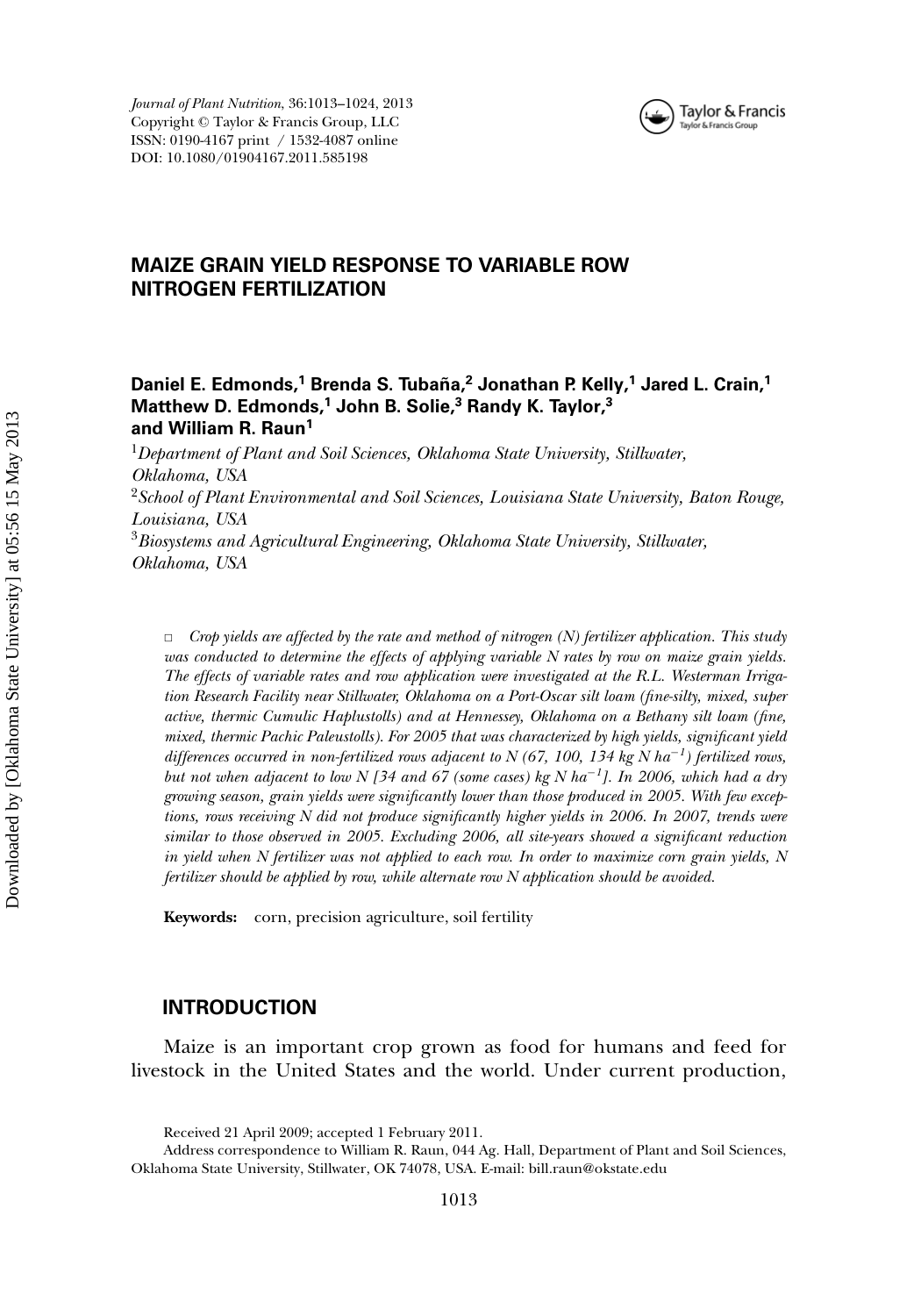# MAIZE GRAIN YIELD RESPONSE TO VARIABLE ROW NITROGEN FERTILIZATION

**Daniel E. Edmonds,[1] Brenda S. Tubaña,[2] Jonathan P. Kelly,[1] Jared L. Crain,[1] Matthew D. Edmonds,[1] John B. Solie,[3] Randy K. Taylor,[3] and William R. Raun[1]**

[1] *Department of Plant and Soil Sciences, Oklahoma State University, Stillwater, Oklahoma, USA*

[2] *School of Plant Environmental and Soil Sciences, Louisiana State University, Baton Rouge, Louisiana, USA*

[3] *Biosystems and Agricultural Engineering, Oklahoma State University, Stillwater, Oklahoma, USA*

□ *Crop yields are affected by the rate and method of nitrogen (N) fertilizer application. This study was conducted to determine the effects of applying variable N rates by row on maize grain yields. The effects of variable rates and row application were investigated at the R.L. Westerman Irrigation Research Facility near Stillwater, Oklahoma on a Port-Oscar silt loam (fine-silty, mixed, super active, thermic Cumulic Haplustolls) and at Hennessey, Oklahoma on a Bethany silt loam (fine, mixed, thermic Pachic Paleustolls). For 2005 that was characterized by high yields, significant yield differences occurred in non-fertilized rows adjacent to N (67, 100, 134 kg N ha$^{-1}$) fertilized rows, but not when adjacent to low N [34 and 67 (some cases) kg N ha$^{-1}$]. In 2006, which had a dry growing season, grain yields were significantly lower than those produced in 2005. With few exceptions, rows receiving N did not produce significantly higher yields in 2006. In 2007, trends were similar to those observed in 2005. Excluding 2006, all site-years showed a significant reduction in yield when N fertilizer was not applied to each row. In order to maximize corn grain yields, N fertilizer should be applied by row, while alternate row N application should be avoided.*

**Keywords:** corn, precision agriculture, soil fertility

## INTRODUCTION

Maize is an important crop grown as food for humans and feed for livestock in the United States and the world. Under current production,

Received 21 April 2009; accepted 1 February 2011.

Address correspondence to William R. Raun, 044 Ag. Hall, Department of Plant and Soil Sciences, Oklahoma State University, Stillwater, OK 74078, USA. E-mail: bill.raun@okstate.edu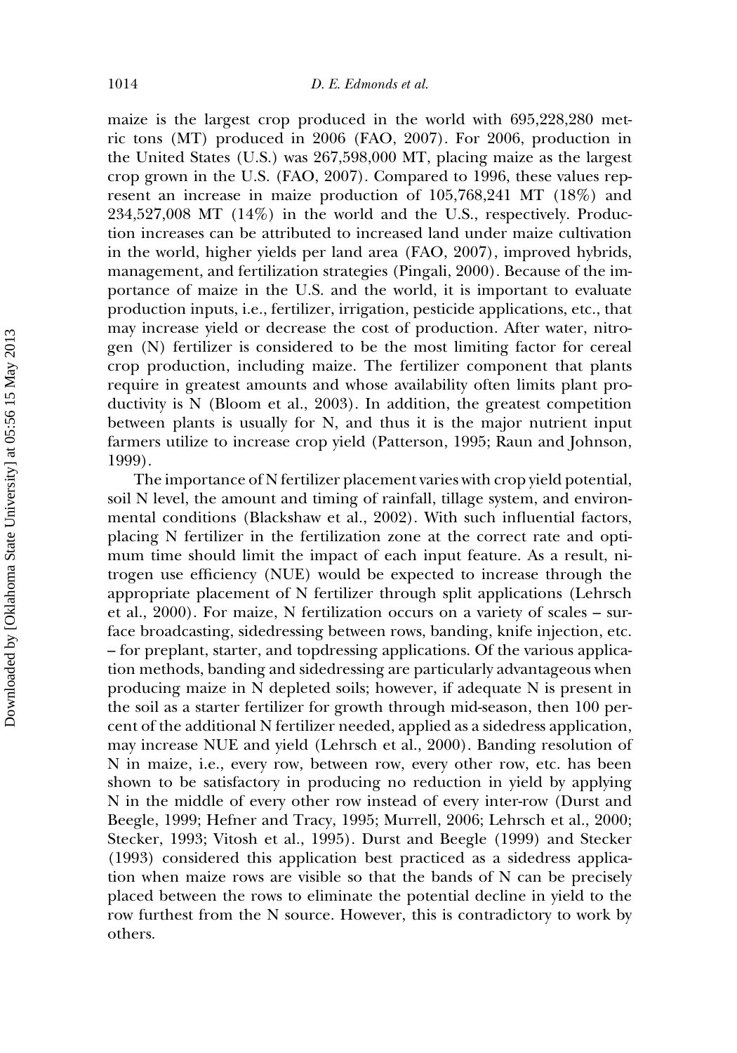maize is the largest crop produced in the world with 695,228,280 metric tons (MT) produced in 2006 (FAO, 2007). For 2006, production in the United States (U.S.) was 267,598,000 MT, placing maize as the largest crop grown in the U.S. (FAO, 2007). Compared to 1996, these values represent an increase in maize production of 105,768,241 MT (18%) and 234,527,008 MT (14%) in the world and the U.S., respectively. Production increases can be attributed to increased land under maize cultivation in the world, higher yields per land area (FAO, 2007), improved hybrids, management, and fertilization strategies (Pingali, 2000). Because of the importance of maize in the U.S. and the world, it is important to evaluate production inputs, i.e., fertilizer, irrigation, pesticide applications, etc., that may increase yield or decrease the cost of production. After water, nitrogen (N) fertilizer is considered to be the most limiting factor for cereal crop production, including maize. The fertilizer component that plants require in greatest amounts and whose availability often limits plant productivity is N (Bloom et al., 2003). In addition, the greatest competition between plants is usually for N, and thus it is the major nutrient input farmers utilize to increase crop yield (Patterson, 1995; Raun and Johnson, 1999).

The importance of N fertilizer placement varies with crop yield potential, soil N level, the amount and timing of rainfall, tillage system, and environmental conditions (Blackshaw et al., 2002). With such influential factors, placing N fertilizer in the fertilization zone at the correct rate and optimum time should limit the impact of each input feature. As a result, nitrogen use efficiency (NUE) would be expected to increase through the appropriate placement of N fertilizer through split applications (Lehrsch et al., 2000). For maize, N fertilization occurs on a variety of scales – surface broadcasting, sidedressing between rows, banding, knife injection, etc. – for preplant, starter, and topdressing applications. Of the various application methods, banding and sidedressing are particularly advantageous when producing maize in N depleted soils; however, if adequate N is present in the soil as a starter fertilizer for growth through mid-season, then 100 percent of the additional N fertilizer needed, applied as a sidedress application, may increase NUE and yield (Lehrsch et al., 2000). Banding resolution of N in maize, i.e., every row, between row, every other row, etc. has been shown to be satisfactory in producing no reduction in yield by applying N in the middle of every other row instead of every inter-row (Durst and Beegle, 1999; Hefner and Tracy, 1995; Murrell, 2006; Lehrsch et al., 2000; Stecker, 1993; Vitosh et al., 1995). Durst and Beegle (1999) and Stecker (1993) considered this application best practiced as a sidedress application when maize rows are visible so that the bands of N can be precisely placed between the rows to eliminate the potential decline in yield to the row furthest from the N source. However, this is contradictory to work by others.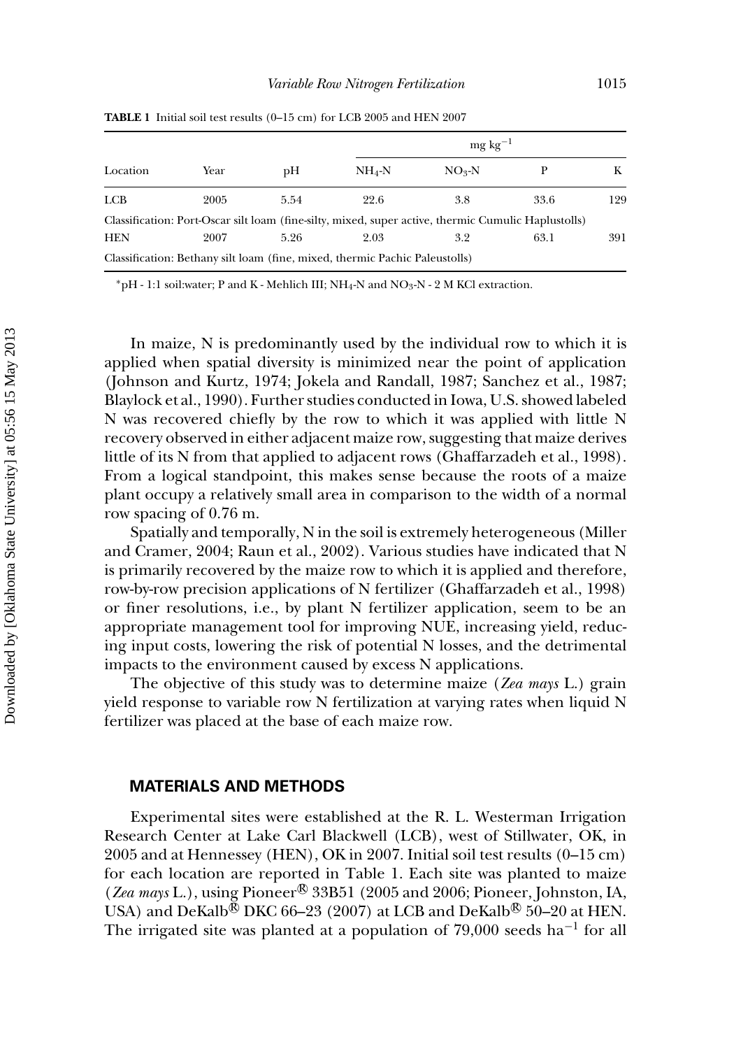**TABLE 1** Initial soil test results (0–15 cm) for LCB 2005 and HEN 2007

| Location | Year | pH | $NH_4$-N (mg kg$^{-1}$) | $NO_3$-N (mg kg$^{-1}$) | P (mg kg$^{-1}$) | K (mg kg$^{-1}$) |
|---|---|---|---|---|---|---|
| LCB | 2005 | 5.54 | 22.6 | 3.8 | 33.6 | 129 |
| Classification: Port-Oscar silt loam (fine-silty, mixed, super active, thermic Cumulic Haplustolls) | | | | | | |
| HEN | 2007 | 5.26 | 2.03 | 3.2 | 63.1 | 391 |
| Classification: Bethany silt loam (fine, mixed, thermic Pachic Paleustolls) | | | | | | |

*pH - 1:1 soil:water; P and K - Mehlich III; $NH_4$-N and $NO_3$-N - 2 M KCl extraction.

In maize, N is predominantly used by the individual row to which it is applied when spatial diversity is minimized near the point of application (Johnson and Kurtz, 1974; Jokela and Randall, 1987; Sanchez et al., 1987; Blaylock et al., 1990). Further studies conducted in Iowa, U.S. showed labeled N was recovered chiefly by the row to which it was applied with little N recovery observed in either adjacent maize row, suggesting that maize derives little of its N from that applied to adjacent rows (Ghaffarzadeh et al., 1998). From a logical standpoint, this makes sense because the roots of a maize plant occupy a relatively small area in comparison to the width of a normal row spacing of 0.76 m.

Spatially and temporally, N in the soil is extremely heterogeneous (Miller and Cramer, 2004; Raun et al., 2002). Various studies have indicated that N is primarily recovered by the maize row to which it is applied and therefore, row-by-row precision applications of N fertilizer (Ghaffarzadeh et al., 1998) or finer resolutions, i.e., by plant N fertilizer application, seem to be an appropriate management tool for improving NUE, increasing yield, reducing input costs, lowering the risk of potential N losses, and the detrimental impacts to the environment caused by excess N applications.

The objective of this study was to determine maize (*Zea mays* L.) grain yield response to variable row N fertilization at varying rates when liquid N fertilizer was placed at the base of each maize row.

## MATERIALS AND METHODS

Experimental sites were established at the R. L. Westerman Irrigation Research Center at Lake Carl Blackwell (LCB), west of Stillwater, OK, in 2005 and at Hennessey (HEN), OK in 2007. Initial soil test results (0–15 cm) for each location are reported in Table 1. Each site was planted to maize (*Zea mays* L.), using Pioneer® 33B51 (2005 and 2006; Pioneer, Johnston, IA, USA) and DeKalb® DKC 66–23 (2007) at LCB and DeKalb® 50–20 at HEN. The irrigated site was planted at a population of 79,000 seeds ha$^{-1}$ for all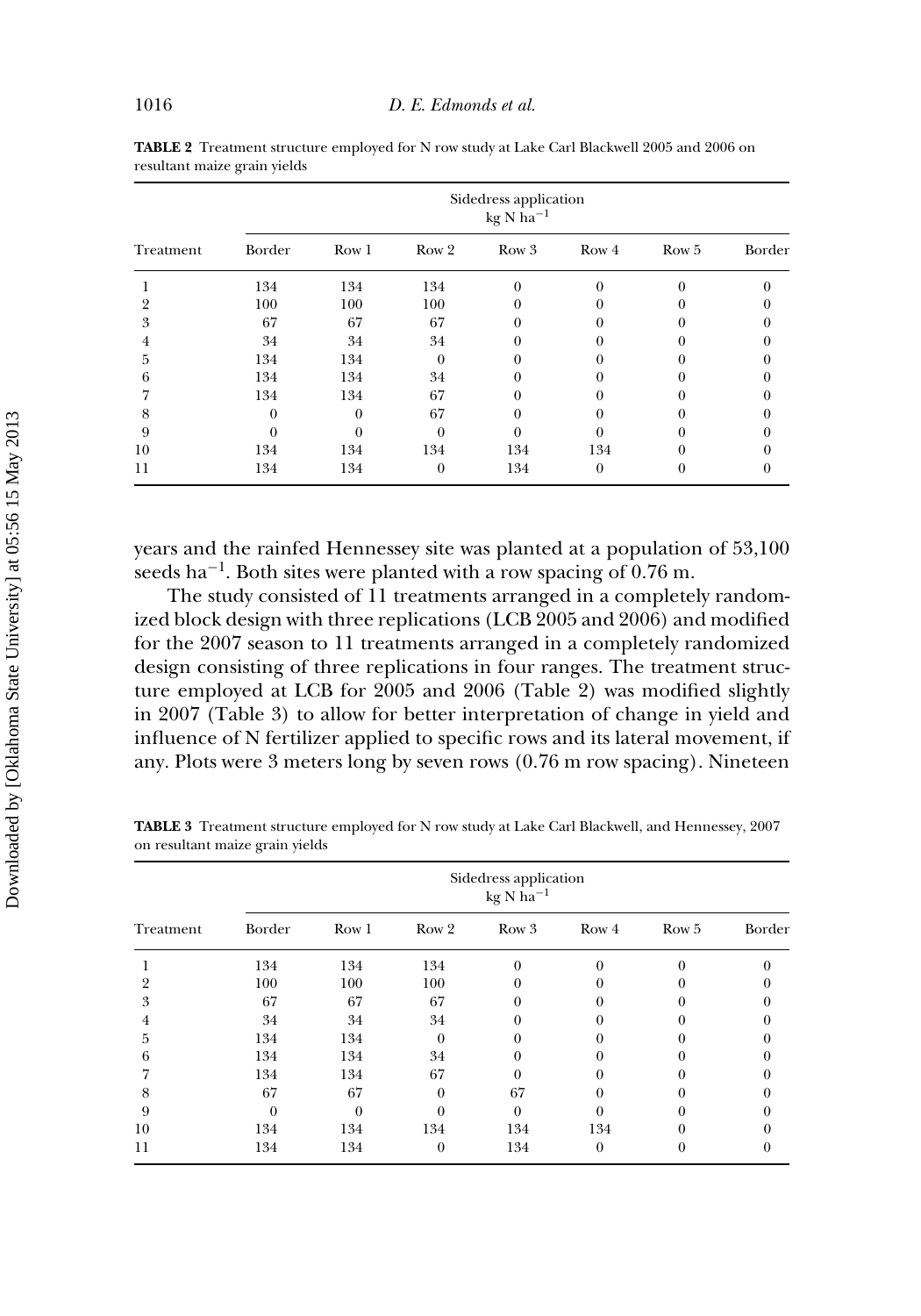**TABLE 2** Treatment structure employed for N row study at Lake Carl Blackwell 2005 and 2006 on resultant maize grain yields

| Treatment | Sidedress application $kg\ N\ ha^{-1}$ | | | | | | |
|---|---|---|---|---|---|---|---|
| | Border | Row 1 | Row 2 | Row 3 | Row 4 | Row 5 | Border |
| 1 | 134 | 134 | 134 | 0 | 0 | 0 | 0 |
| 2 | 100 | 100 | 100 | 0 | 0 | 0 | 0 |
| 3 | 67 | 67 | 67 | 0 | 0 | 0 | 0 |
| 4 | 34 | 34 | 34 | 0 | 0 | 0 | 0 |
| 5 | 134 | 134 | 0 | 0 | 0 | 0 | 0 |
| 6 | 134 | 134 | 34 | 0 | 0 | 0 | 0 |
| 7 | 134 | 134 | 67 | 0 | 0 | 0 | 0 |
| 8 | 0 | 0 | 67 | 0 | 0 | 0 | 0 |
| 9 | 0 | 0 | 0 | 0 | 0 | 0 | 0 |
| 10 | 134 | 134 | 134 | 134 | 134 | 0 | 0 |
| 11 | 134 | 134 | 0 | 134 | 0 | 0 | 0 |

years and the rainfed Hennessey site was planted at a population of 53,100 seeds $ha^{-1}$. Both sites were planted with a row spacing of 0.76 m.

The study consisted of 11 treatments arranged in a completely randomized block design with three replications (LCB 2005 and 2006) and modified for the 2007 season to 11 treatments arranged in a completely randomized design consisting of three replications in four ranges. The treatment structure employed at LCB for 2005 and 2006 (Table 2) was modified slightly in 2007 (Table 3) to allow for better interpretation of change in yield and influence of N fertilizer applied to specific rows and its lateral movement, if any. Plots were 3 meters long by seven rows (0.76 m row spacing). Nineteen

**TABLE 3** Treatment structure employed for N row study at Lake Carl Blackwell, and Hennessey, 2007 on resultant maize grain yields

| Treatment | Sidedress application $kg\ N\ ha^{-1}$ | | | | | | |
|---|---|---|---|---|---|---|---|
| | Border | Row 1 | Row 2 | Row 3 | Row 4 | Row 5 | Border |
| 1 | 134 | 134 | 134 | 0 | 0 | 0 | 0 |
| 2 | 100 | 100 | 100 | 0 | 0 | 0 | 0 |
| 3 | 67 | 67 | 67 | 0 | 0 | 0 | 0 |
| 4 | 34 | 34 | 34 | 0 | 0 | 0 | 0 |
| 5 | 134 | 134 | 0 | 0 | 0 | 0 | 0 |
| 6 | 134 | 134 | 34 | 0 | 0 | 0 | 0 |
| 7 | 134 | 134 | 67 | 0 | 0 | 0 | 0 |
| 8 | 67 | 67 | 0 | 67 | 0 | 0 | 0 |
| 9 | 0 | 0 | 0 | 0 | 0 | 0 | 0 |
| 10 | 134 | 134 | 134 | 134 | 134 | 0 | 0 |
| 11 | 134 | 134 | 0 | 134 | 0 | 0 | 0 |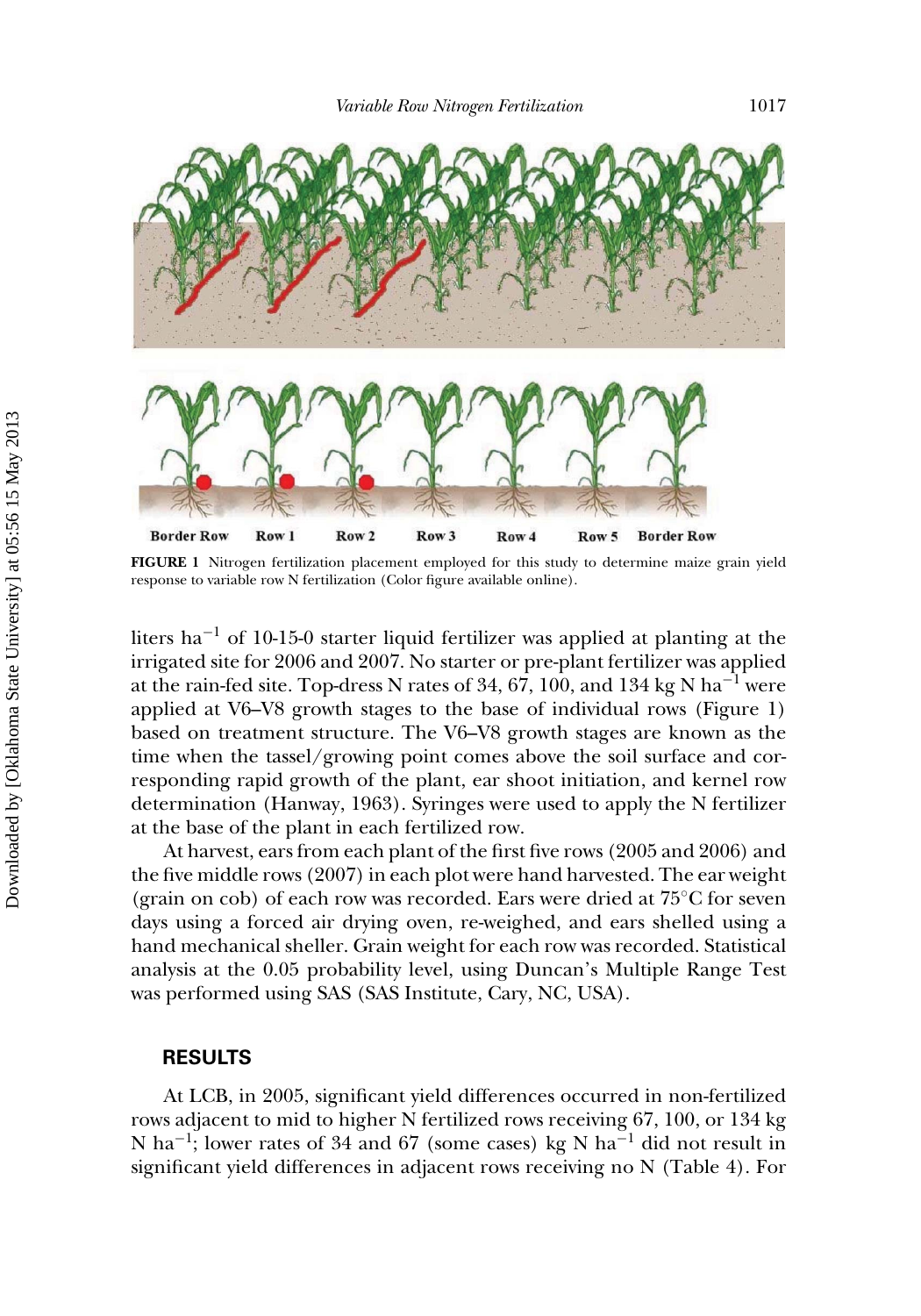Border Row Row 1 Row 2 Row 3 Row 4 Row 5 Border Row

**FIGURE 1** Nitrogen fertilization placement employed for this study to determine maize grain yield response to variable row N fertilization (Color figure available online).

liters $ha^{-1}$ of 10-15-0 starter liquid fertilizer was applied at planting at the irrigated site for 2006 and 2007. No starter or pre-plant fertilizer was applied at the rain-fed site. Top-dress N rates of 34, 67, 100, and 134 kg N $ha^{-1}$ were applied at V6–V8 growth stages to the base of individual rows (Figure 1) based on treatment structure. The V6–V8 growth stages are known as the time when the tassel/growing point comes above the soil surface and corresponding rapid growth of the plant, ear shoot initiation, and kernel row determination (Hanway, 1963). Syringes were used to apply the N fertilizer at the base of the plant in each fertilized row.

At harvest, ears from each plant of the first five rows (2005 and 2006) and the five middle rows (2007) in each plot were hand harvested. The ear weight (grain on cob) of each row was recorded. Ears were dried at 75°C for seven days using a forced air drying oven, re-weighed, and ears shelled using a hand mechanical sheller. Grain weight for each row was recorded. Statistical analysis at the 0.05 probability level, using Duncan's Multiple Range Test was performed using SAS (SAS Institute, Cary, NC, USA).

## RESULTS

At LCB, in 2005, significant yield differences occurred in non-fertilized rows adjacent to mid to higher N fertilized rows receiving 67, 100, or 134 kg N $ha^{-1}$; lower rates of 34 and 67 (some cases) kg N $ha^{-1}$ did not result in significant yield differences in adjacent rows receiving no N (Table 4). For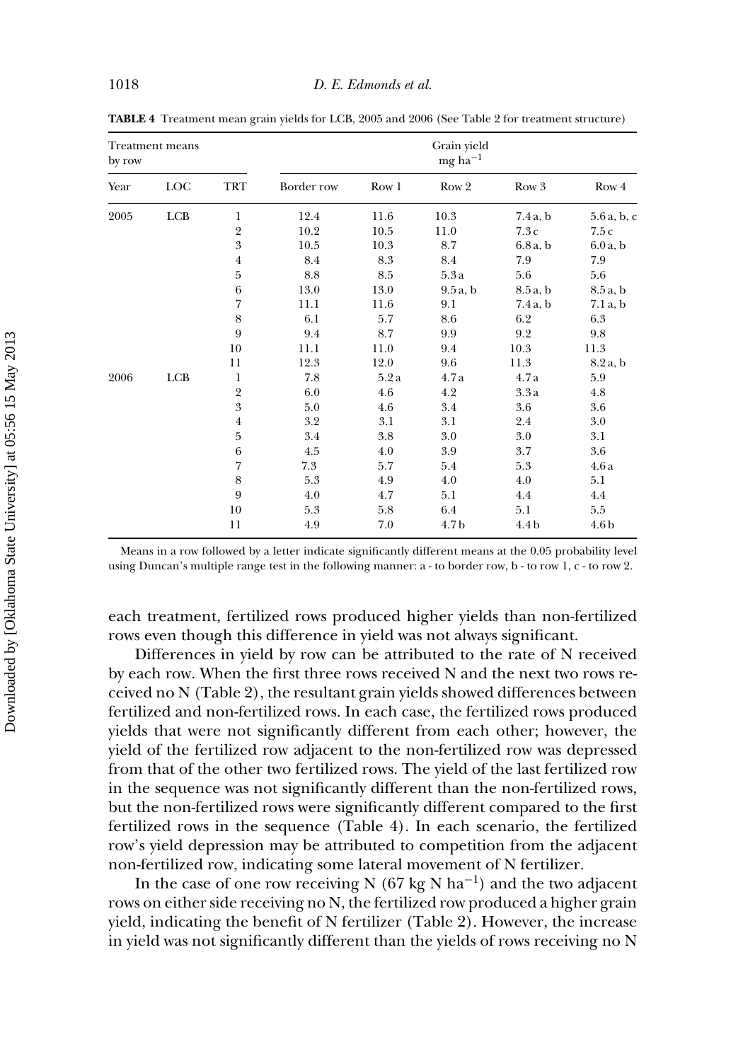**TABLE 4** Treatment mean grain yields for LCB, 2005 and 2006 (See Table 2 for treatment structure)

| Treatment means by row | | | Grain yield $mg\ ha^{-1}$ | | | | |
|---|---|---|---|---|---|---|---|
| Year | LOC | TRT | Border row | Row 1 | Row 2 | Row 3 | Row 4 |
| 2005 | LCB | 1 | 12.4 | 11.6 | 10.3 | 7.4 a, b | 5.6 a, b, c |
| | | 2 | 10.2 | 10.5 | 11.0 | 7.3 c | 7.5 c |
| | | 3 | 10.5 | 10.3 | 8.7 | 6.8 a, b | 6.0 a, b |
| | | 4 | 8.4 | 8.3 | 8.4 | 7.9 | 7.9 |
| | | 5 | 8.8 | 8.5 | 5.3 a | 5.6 | 5.6 |
| | | 6 | 13.0 | 13.0 | 9.5 a, b | 8.5 a, b | 8.5 a, b |
| | | 7 | 11.1 | 11.6 | 9.1 | 7.4 a, b | 7.1 a, b |
| | | 8 | 6.1 | 5.7 | 8.6 | 6.2 | 6.3 |
| | | 9 | 9.4 | 8.7 | 9.9 | 9.2 | 9.8 |
| | | 10 | 11.1 | 11.0 | 9.4 | 10.3 | 11.3 |
| | | 11 | 12.3 | 12.0 | 9.6 | 11.3 | 8.2 a, b |
| 2006 | LCB | 1 | 7.8 | 5.2 a | 4.7 a | 4.7 a | 5.9 |
| | | 2 | 6.0 | 4.6 | 4.2 | 3.3 a | 4.8 |
| | | 3 | 5.0 | 4.6 | 3.4 | 3.6 | 3.6 |
| | | 4 | 3.2 | 3.1 | 3.1 | 2.4 | 3.0 |
| | | 5 | 3.4 | 3.8 | 3.0 | 3.0 | 3.1 |
| | | 6 | 4.5 | 4.0 | 3.9 | 3.7 | 3.6 |
| | | 7 | 7.3 | 5.7 | 5.4 | 5.3 | 4.6 a |
| | | 8 | 5.3 | 4.9 | 4.0 | 4.0 | 5.1 |
| | | 9 | 4.0 | 4.7 | 5.1 | 4.4 | 4.4 |
| | | 10 | 5.3 | 5.8 | 6.4 | 5.1 | 5.5 |
| | | 11 | 4.9 | 7.0 | 4.7 b | 4.4 b | 4.6 b |

Means in a row followed by a letter indicate significantly different means at the 0.05 probability level using Duncan's multiple range test in the following manner: a - to border row, b - to row 1, c - to row 2.

each treatment, fertilized rows produced higher yields than non-fertilized rows even though this difference in yield was not always significant.

Differences in yield by row can be attributed to the rate of N received by each row. When the first three rows received N and the next two rows received no N (Table 2), the resultant grain yields showed differences between fertilized and non-fertilized rows. In each case, the fertilized rows produced yields that were not significantly different from each other; however, the yield of the fertilized row adjacent to the non-fertilized row was depressed from that of the other two fertilized rows. The yield of the last fertilized row in the sequence was not significantly different than the non-fertilized rows, but the non-fertilized rows were significantly different compared to the first fertilized rows in the sequence (Table 4). In each scenario, the fertilized row's yield depression may be attributed to competition from the adjacent non-fertilized row, indicating some lateral movement of N fertilizer.

In the case of one row receiving N (67 kg N $ha^{-1}$) and the two adjacent rows on either side receiving no N, the fertilized row produced a higher grain yield, indicating the benefit of N fertilizer (Table 2). However, the increase in yield was not significantly different than the yields of rows receiving no N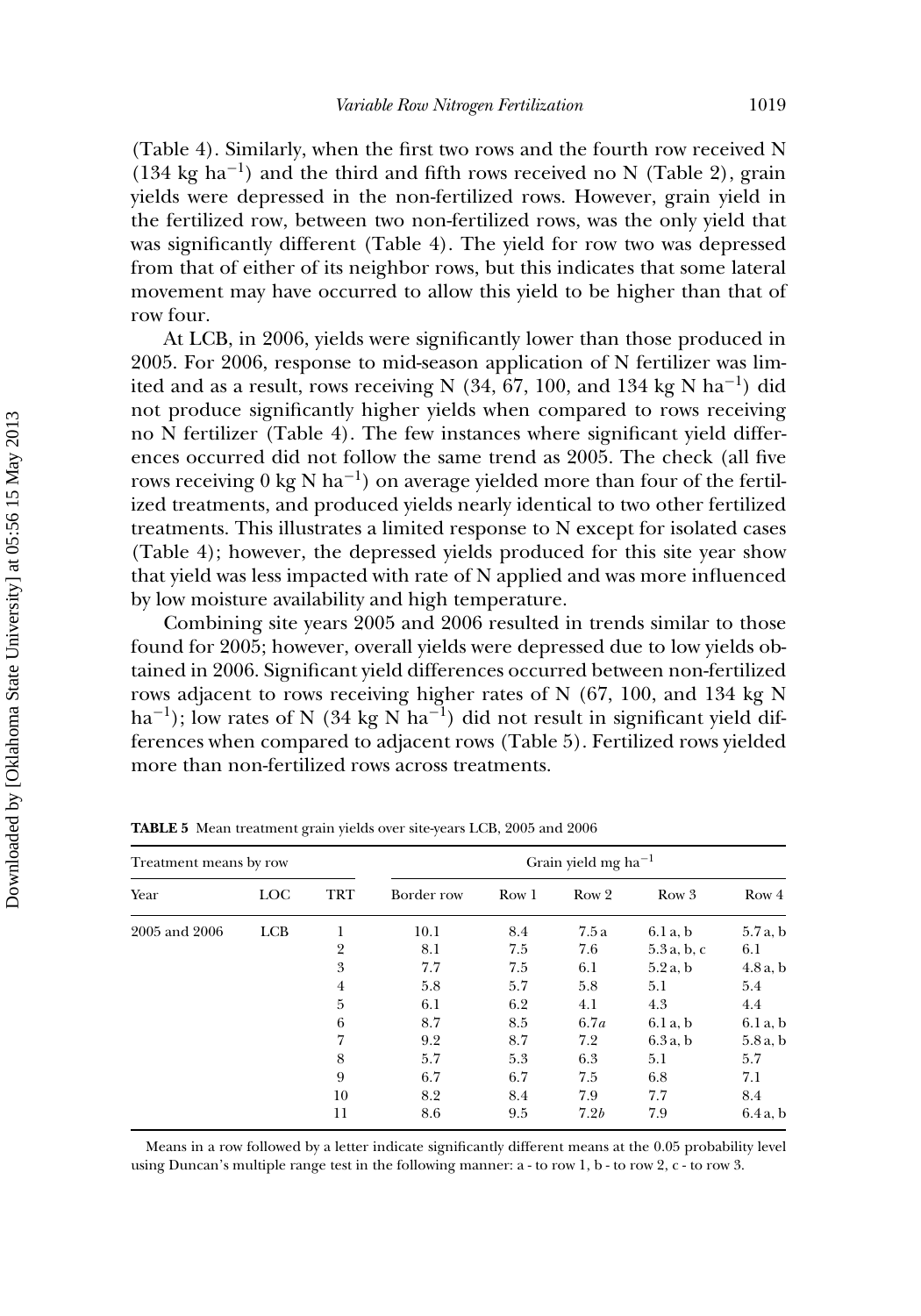(Table 4). Similarly, when the first two rows and the fourth row received N (134 kg ha$^{-1}$) and the third and fifth rows received no N (Table 2), grain yields were depressed in the non-fertilized rows. However, grain yield in the fertilized row, between two non-fertilized rows, was the only yield that was significantly different (Table 4). The yield for row two was depressed from that of either of its neighbor rows, but this indicates that some lateral movement may have occurred to allow this yield to be higher than that of row four.

At LCB, in 2006, yields were significantly lower than those produced in 2005. For 2006, response to mid-season application of N fertilizer was limited and as a result, rows receiving N (34, 67, 100, and 134 kg N ha$^{-1}$) did not produce significantly higher yields when compared to rows receiving no N fertilizer (Table 4). The few instances where significant yield differences occurred did not follow the same trend as 2005. The check (all five rows receiving 0 kg N ha$^{-1}$) on average yielded more than four of the fertilized treatments, and produced yields nearly identical to two other fertilized treatments. This illustrates a limited response to N except for isolated cases (Table 4); however, the depressed yields produced for this site year show that yield was less impacted with rate of N applied and was more influenced by low moisture availability and high temperature.

Combining site years 2005 and 2006 resulted in trends similar to those found for 2005; however, overall yields were depressed due to low yields obtained in 2006. Significant yield differences occurred between non-fertilized rows adjacent to rows receiving higher rates of N (67, 100, and 134 kg N ha$^{-1}$); low rates of N (34 kg N ha$^{-1}$) did not result in significant yield differences when compared to adjacent rows (Table 5). Fertilized rows yielded more than non-fertilized rows across treatments.

**TABLE 5** Mean treatment grain yields over site-years LCB, 2005 and 2006

| Treatment means by row | | | Grain yield mg ha$^{-1}$ | | | | |
|---|---|---|---|---|---|---|---|
| Year | LOC | TRT | Border row | Row 1 | Row 2 | Row 3 | Row 4 |
| 2005 and 2006 | LCB | 1 | 10.1 | 8.4 | 7.5 a | 6.1 a, b | 5.7 a, b |
| | | 2 | 8.1 | 7.5 | 7.6 | 5.3 a, b, c | 6.1 |
| | | 3 | 7.7 | 7.5 | 6.1 | 5.2 a, b | 4.8 a, b |
| | | 4 | 5.8 | 5.7 | 5.8 | 5.1 | 5.4 |
| | | 5 | 6.1 | 6.2 | 4.1 | 4.3 | 4.4 |
| | | 6 | 8.7 | 8.5 | 6.7*a* | 6.1 a, b | 6.1 a, b |
| | | 7 | 9.2 | 8.7 | 7.2 | 6.3 a, b | 5.8 a, b |
| | | 8 | 5.7 | 5.3 | 6.3 | 5.1 | 5.7 |
| | | 9 | 6.7 | 6.7 | 7.5 | 6.8 | 7.1 |
| | | 10 | 8.2 | 8.4 | 7.9 | 7.7 | 8.4 |
| | | 11 | 8.6 | 9.5 | 7.2*b* | 7.9 | 6.4 a, b |

Means in a row followed by a letter indicate significantly different means at the 0.05 probability level using Duncan's multiple range test in the following manner: a - to row 1, b - to row 2, c - to row 3.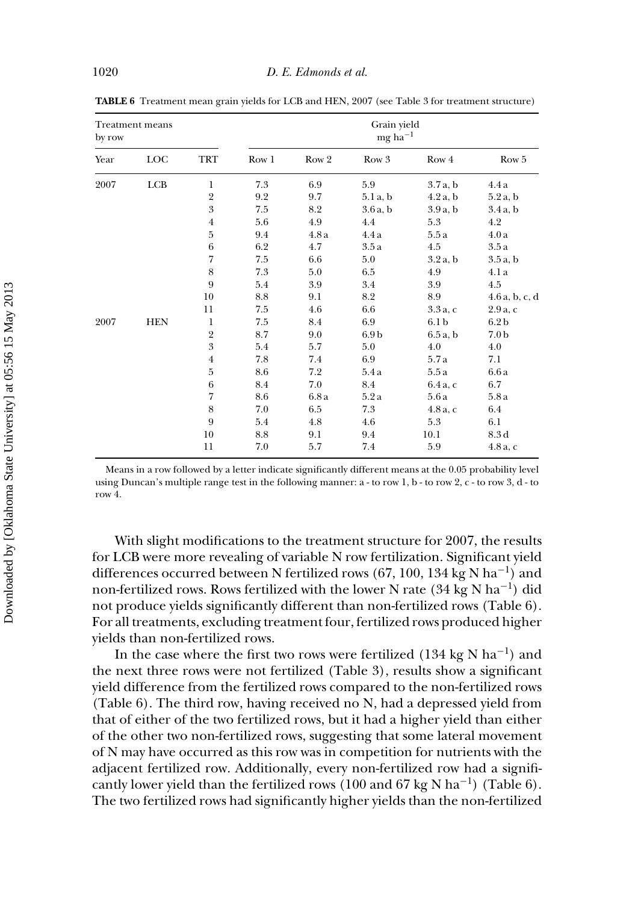**TABLE 6** Treatment mean grain yields for LCB and HEN, 2007 (see Table 3 for treatment structure)

| Treatment means by row | | | Grain yield mg ha$^{-1}$ | | | | |
|---|---|---|---|---|---|---|---|
| Year | LOC | TRT | Row 1 | Row 2 | Row 3 | Row 4 | Row 5 |
| 2007 | LCB | 1 | 7.3 | 6.9 | 5.9 | 3.7 a, b | 4.4 a |
| | | 2 | 9.2 | 9.7 | 5.1 a, b | 4.2 a, b | 5.2 a, b |
| | | 3 | 7.5 | 8.2 | 3.6 a, b | 3.9 a, b | 3.4 a, b |
| | | 4 | 5.6 | 4.9 | 4.4 | 5.3 | 4.2 |
| | | 5 | 9.4 | 4.8 a | 4.4 a | 5.5 a | 4.0 a |
| | | 6 | 6.2 | 4.7 | 3.5 a | 4.5 | 3.5 a |
| | | 7 | 7.5 | 6.6 | 5.0 | 3.2 a, b | 3.5 a, b |
| | | 8 | 7.3 | 5.0 | 6.5 | 4.9 | 4.1 a |
| | | 9 | 5.4 | 3.9 | 3.4 | 3.9 | 4.5 |
| | | 10 | 8.8 | 9.1 | 8.2 | 8.9 | 4.6 a, b, c, d |
| | | 11 | 7.5 | 4.6 | 6.6 | 3.3 a, c | 2.9 a, c |
| 2007 | HEN | 1 | 7.5 | 8.4 | 6.9 | 6.1 b | 6.2 b |
| | | 2 | 8.7 | 9.0 | 6.9 b | 6.5 a, b | 7.0 b |
| | | 3 | 5.4 | 5.7 | 5.0 | 4.0 | 4.0 |
| | | 4 | 7.8 | 7.4 | 6.9 | 5.7 a | 7.1 |
| | | 5 | 8.6 | 7.2 | 5.4 a | 5.5 a | 6.6 a |
| | | 6 | 8.4 | 7.0 | 8.4 | 6.4 a, c | 6.7 |
| | | 7 | 8.6 | 6.8 a | 5.2 a | 5.6 a | 5.8 a |
| | | 8 | 7.0 | 6.5 | 7.3 | 4.8 a, c | 6.4 |
| | | 9 | 5.4 | 4.8 | 4.6 | 5.3 | 6.1 |
| | | 10 | 8.8 | 9.1 | 9.4 | 10.1 | 8.3 d |
| | | 11 | 7.0 | 5.7 | 7.4 | 5.9 | 4.8 a, c |

Means in a row followed by a letter indicate significantly different means at the 0.05 probability level using Duncan's multiple range test in the following manner: a - to row 1, b - to row 2, c - to row 3, d - to row 4.

With slight modifications to the treatment structure for 2007, the results for LCB were more revealing of variable N row fertilization. Significant yield differences occurred between N fertilized rows (67, 100, 134 kg N ha$^{-1}$) and non-fertilized rows. Rows fertilized with the lower N rate (34 kg N ha$^{-1}$) did not produce yields significantly different than non-fertilized rows (Table 6). For all treatments, excluding treatment four, fertilized rows produced higher yields than non-fertilized rows.

In the case where the first two rows were fertilized (134 kg N ha$^{-1}$) and the next three rows were not fertilized (Table 3), results show a significant yield difference from the fertilized rows compared to the non-fertilized rows (Table 6). The third row, having received no N, had a depressed yield from that of either of the two fertilized rows, but it had a higher yield than either of the other two non-fertilized rows, suggesting that some lateral movement of N may have occurred as this row was in competition for nutrients with the adjacent fertilized row. Additionally, every non-fertilized row had a significantly lower yield than the fertilized rows (100 and 67 kg N ha$^{-1}$) (Table 6). The two fertilized rows had significantly higher yields than the non-fertilized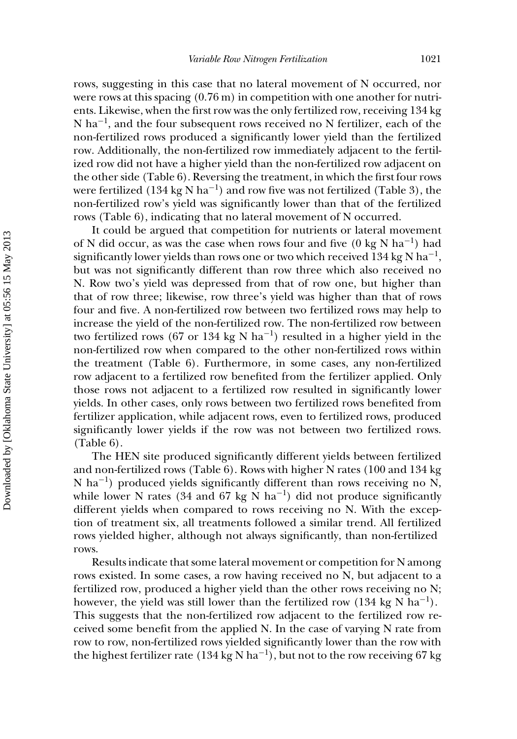rows, suggesting in this case that no lateral movement of N occurred, nor were rows at this spacing (0.76 m) in competition with one another for nutrients. Likewise, when the first row was the only fertilized row, receiving 134 kg N $ha^{-1}$, and the four subsequent rows received no N fertilizer, each of the non-fertilized rows produced a significantly lower yield than the fertilized row. Additionally, the non-fertilized row immediately adjacent to the fertilized row did not have a higher yield than the non-fertilized row adjacent on the other side (Table 6). Reversing the treatment, in which the first four rows were fertilized (134 kg N $ha^{-1}$) and row five was not fertilized (Table 3), the non-fertilized row's yield was significantly lower than that of the fertilized rows (Table 6), indicating that no lateral movement of N occurred.

It could be argued that competition for nutrients or lateral movement of N did occur, as was the case when rows four and five (0 kg N $ha^{-1}$) had significantly lower yields than rows one or two which received 134 kg N $ha^{-1}$, but was not significantly different than row three which also received no N. Row two's yield was depressed from that of row one, but higher than that of row three; likewise, row three's yield was higher than that of rows four and five. A non-fertilized row between two fertilized rows may help to increase the yield of the non-fertilized row. The non-fertilized row between two fertilized rows (67 or 134 kg N $ha^{-1}$) resulted in a higher yield in the non-fertilized row when compared to the other non-fertilized rows within the treatment (Table 6). Furthermore, in some cases, any non-fertilized row adjacent to a fertilized row benefited from the fertilizer applied. Only those rows not adjacent to a fertilized row resulted in significantly lower yields. In other cases, only rows between two fertilized rows benefited from fertilizer application, while adjacent rows, even to fertilized rows, produced significantly lower yields if the row was not between two fertilized rows. (Table 6).

The HEN site produced significantly different yields between fertilized and non-fertilized rows (Table 6). Rows with higher N rates (100 and 134 kg N $ha^{-1}$) produced yields significantly different than rows receiving no N, while lower N rates (34 and 67 kg N $ha^{-1}$) did not produce significantly different yields when compared to rows receiving no N. With the exception of treatment six, all treatments followed a similar trend. All fertilized rows yielded higher, although not always significantly, than non-fertilized rows.

Results indicate that some lateral movement or competition for N among rows existed. In some cases, a row having received no N, but adjacent to a fertilized row, produced a higher yield than the other rows receiving no N; however, the yield was still lower than the fertilized row (134 kg N $ha^{-1}$). This suggests that the non-fertilized row adjacent to the fertilized row received some benefit from the applied N. In the case of varying N rate from row to row, non-fertilized rows yielded significantly lower than the row with the highest fertilizer rate (134 kg N $ha^{-1}$), but not to the row receiving 67 kg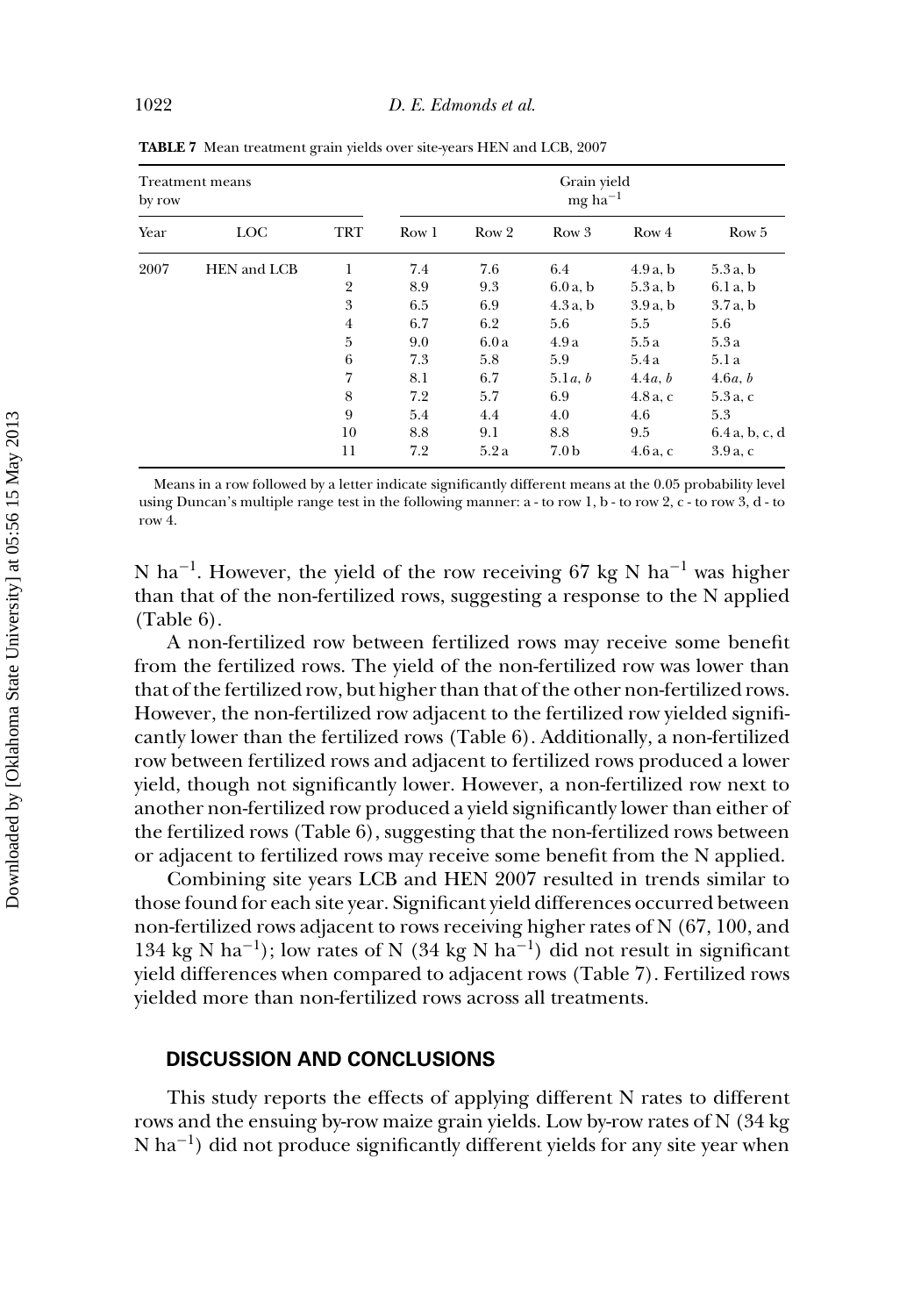**TABLE 7** Mean treatment grain yields over site-years HEN and LCB, 2007

| Treatment means by row | | | Grain yield mg ha$^{-1}$ | | | | |
|---|---|---|---|---|---|---|---|
| Year | LOC | TRT | Row 1 | Row 2 | Row 3 | Row 4 | Row 5 |
| 2007 | HEN and LCB | 1 | 7.4 | 7.6 | 6.4 | 4.9 a, b | 5.3 a, b |
| | | 2 | 8.9 | 9.3 | 6.0 a, b | 5.3 a, b | 6.1 a, b |
| | | 3 | 6.5 | 6.9 | 4.3 a, b | 3.9 a, b | 3.7 a, b |
| | | 4 | 6.7 | 6.2 | 5.6 | 5.5 | 5.6 |
| | | 5 | 9.0 | 6.0 a | 4.9 a | 5.5 a | 5.3 a |
| | | 6 | 7.3 | 5.8 | 5.9 | 5.4 a | 5.1 a |
| | | 7 | 8.1 | 6.7 | 5.1 *a, b* | 4.4 *a, b* | 4.6 *a, b* |
| | | 8 | 7.2 | 5.7 | 6.9 | 4.8 a, c | 5.3 a, c |
| | | 9 | 5.4 | 4.4 | 4.0 | 4.6 | 5.3 |
| | | 10 | 8.8 | 9.1 | 8.8 | 9.5 | 6.4 a, b, c, d |
| | | 11 | 7.2 | 5.2 a | 7.0 b | 4.6 a, c | 3.9 a, c |

Means in a row followed by a letter indicate significantly different means at the 0.05 probability level using Duncan's multiple range test in the following manner: a - to row 1, b - to row 2, c - to row 3, d - to row 4.

N ha$^{-1}$. However, the yield of the row receiving 67 kg N ha$^{-1}$ was higher than that of the non-fertilized rows, suggesting a response to the N applied (Table 6).

A non-fertilized row between fertilized rows may receive some benefit from the fertilized rows. The yield of the non-fertilized row was lower than that of the fertilized row, but higher than that of the other non-fertilized rows. However, the non-fertilized row adjacent to the fertilized row yielded significantly lower than the fertilized rows (Table 6). Additionally, a non-fertilized row between fertilized rows and adjacent to fertilized rows produced a lower yield, though not significantly lower. However, a non-fertilized row next to another non-fertilized row produced a yield significantly lower than either of the fertilized rows (Table 6), suggesting that the non-fertilized rows between or adjacent to fertilized rows may receive some benefit from the N applied.

Combining site years LCB and HEN 2007 resulted in trends similar to those found for each site year. Significant yield differences occurred between non-fertilized rows adjacent to rows receiving higher rates of N (67, 100, and 134 kg N ha$^{-1}$); low rates of N (34 kg N ha$^{-1}$) did not result in significant yield differences when compared to adjacent rows (Table 7). Fertilized rows yielded more than non-fertilized rows across all treatments.

## DISCUSSION AND CONCLUSIONS

This study reports the effects of applying different N rates to different rows and the ensuing by-row maize grain yields. Low by-row rates of N (34 kg N ha$^{-1}$) did not produce significantly different yields for any site year when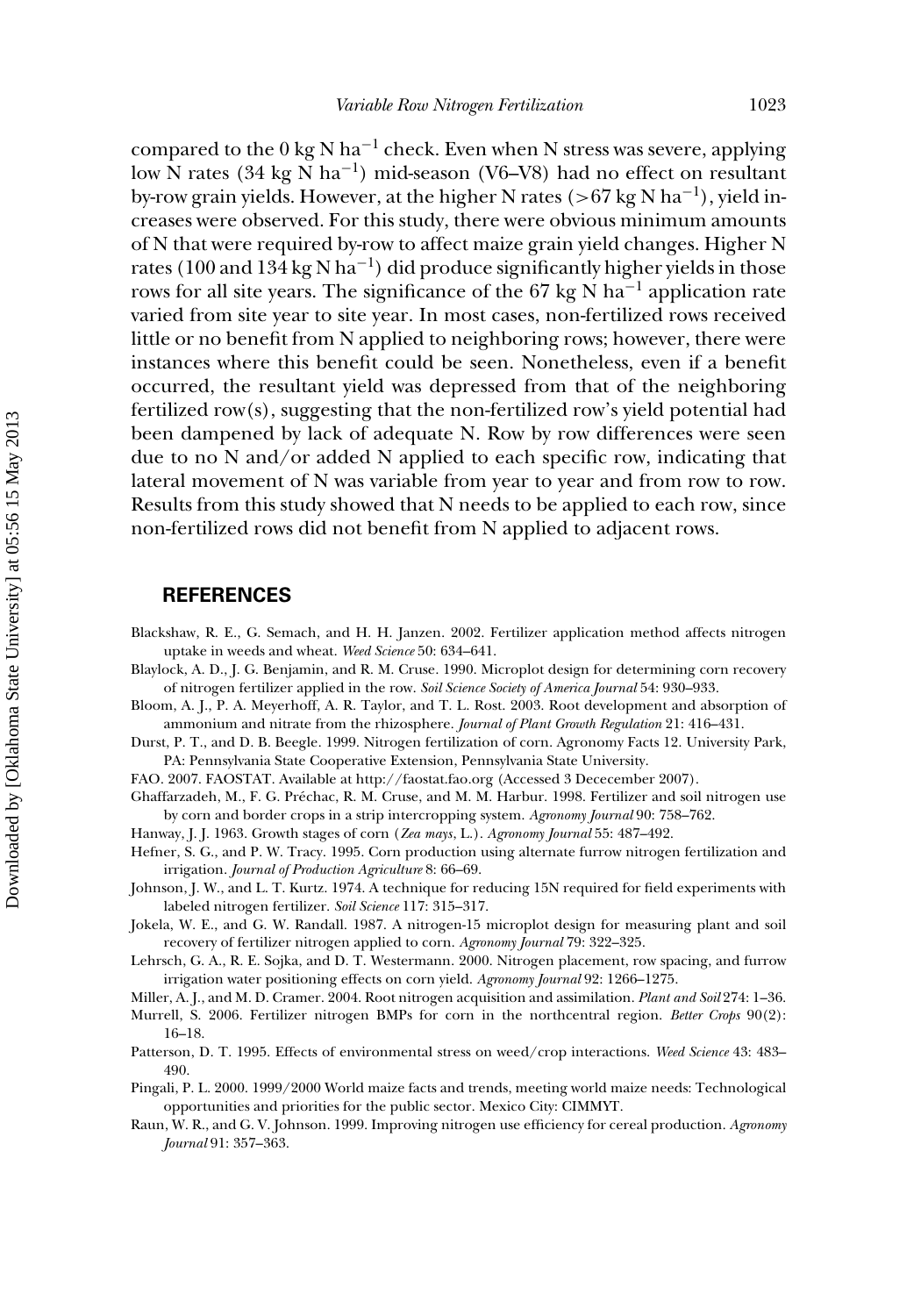compared to the 0 kg N $ha^{-1}$ check. Even when N stress was severe, applying low N rates (34 kg N $ha^{-1}$) mid-season (V6–V8) had no effect on resultant by-row grain yields. However, at the higher N rates (>67 kg N $ha^{-1}$), yield increases were observed. For this study, there were obvious minimum amounts of N that were required by-row to affect maize grain yield changes. Higher N rates (100 and 134 kg N $ha^{-1}$) did produce significantly higher yields in those rows for all site years. The significance of the 67 kg N $ha^{-1}$ application rate varied from site year to site year. In most cases, non-fertilized rows received little or no benefit from N applied to neighboring rows; however, there were instances where this benefit could be seen. Nonetheless, even if a benefit occurred, the resultant yield was depressed from that of the neighboring fertilized row(s), suggesting that the non-fertilized row's yield potential had been dampened by lack of adequate N. Row by row differences were seen due to no N and/or added N applied to each specific row, indicating that lateral movement of N was variable from year to year and from row to row. Results from this study showed that N needs to be applied to each row, since non-fertilized rows did not benefit from N applied to adjacent rows.

## REFERENCES

Blackshaw, R. E., G. Semach, and H. H. Janzen. 2002. Fertilizer application method affects nitrogen uptake in weeds and wheat. *Weed Science* 50: 634–641.

Blaylock, A. D., J. G. Benjamin, and R. M. Cruse. 1990. Microplot design for determining corn recovery of nitrogen fertilizer applied in the row. *Soil Science Society of America Journal* 54: 930–933.

Bloom, A. J., P. A. Meyerhoff, A. R. Taylor, and T. L. Rost. 2003. Root development and absorption of ammonium and nitrate from the rhizosphere. *Journal of Plant Growth Regulation* 21: 416–431.

Durst, P. T., and D. B. Beegle. 1999. Nitrogen fertilization of corn. Agronomy Facts 12. University Park, PA: Pennsylvania State Cooperative Extension, Pennsylvania State University.

FAO. 2007. FAOSTAT. Available at http://faostat.fao.org (Accessed 3 Dececember 2007).

Ghaffarzadeh, M., F. G. Préchac, R. M. Cruse, and M. M. Harbur. 1998. Fertilizer and soil nitrogen use by corn and border crops in a strip intercropping system. *Agronomy Journal* 90: 758–762.

Hanway, J. J. 1963. Growth stages of corn (*Zea mays*, L.). *Agronomy Journal* 55: 487–492.

Hefner, S. G., and P. W. Tracy. 1995. Corn production using alternate furrow nitrogen fertilization and irrigation. *Journal of Production Agriculture* 8: 66–69.

Johnson, J. W., and L. T. Kurtz. 1974. A technique for reducing 15N required for field experiments with labeled nitrogen fertilizer. *Soil Science* 117: 315–317.

Jokela, W. E., and G. W. Randall. 1987. A nitrogen-15 microplot design for measuring plant and soil recovery of fertilizer nitrogen applied to corn. *Agronomy Journal* 79: 322–325.

Lehrsch, G. A., R. E. Sojka, and D. T. Westermann. 2000. Nitrogen placement, row spacing, and furrow irrigation water positioning effects on corn yield. *Agronomy Journal* 92: 1266–1275.

Miller, A. J., and M. D. Cramer. 2004. Root nitrogen acquisition and assimilation. *Plant and Soil* 274: 1–36.

Murrell, S. 2006. Fertilizer nitrogen BMPs for corn in the northcentral region. *Better Crops* 90(2): 16–18.

Patterson, D. T. 1995. Effects of environmental stress on weed/crop interactions. *Weed Science* 43: 483–490.

Pingali, P. L. 2000. 1999/2000 World maize facts and trends, meeting world maize needs: Technological opportunities and priorities for the public sector. Mexico City: CIMMYT.

Raun, W. R., and G. V. Johnson. 1999. Improving nitrogen use efficiency for cereal production. *Agronomy Journal* 91: 357–363.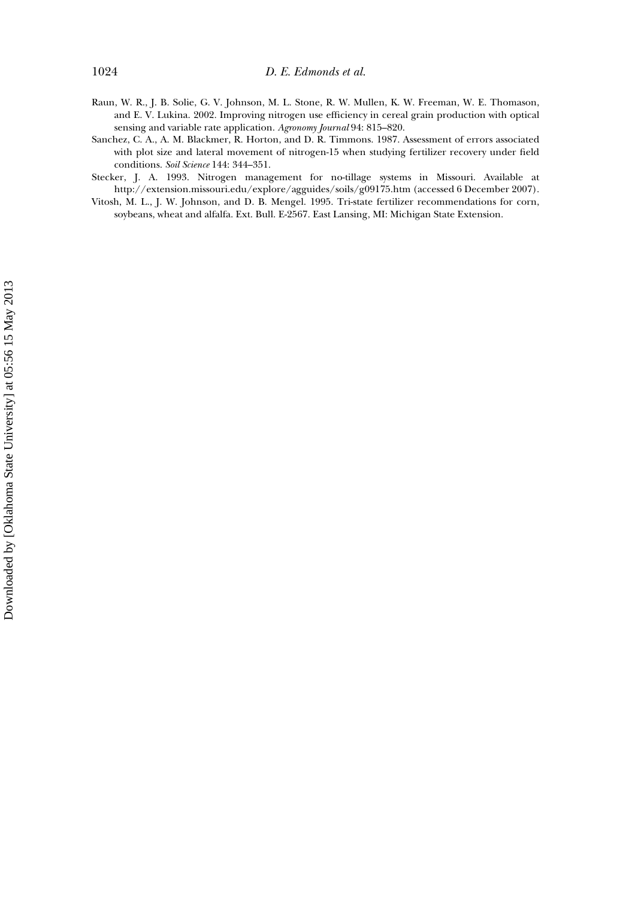Raun, W. R., J. B. Solie, G. V. Johnson, M. L. Stone, R. W. Mullen, K. W. Freeman, W. E. Thomason, and E. V. Lukina. 2002. Improving nitrogen use efficiency in cereal grain production with optical sensing and variable rate application. *Agronomy Journal* 94: 815–820.

Sanchez, C. A., A. M. Blackmer, R. Horton, and D. R. Timmons. 1987. Assessment of errors associated with plot size and lateral movement of nitrogen-15 when studying fertilizer recovery under field conditions. *Soil Science* 144: 344–351.

Stecker, J. A. 1993. Nitrogen management for no-tillage systems in Missouri. Available at http://extension.missouri.edu/explore/agguides/soils/g09175.htm (accessed 6 December 2007).

Vitosh, M. L., J. W. Johnson, and D. B. Mengel. 1995. Tri-state fertilizer recommendations for corn, soybeans, wheat and alfalfa. Ext. Bull. E-2567. East Lansing, MI: Michigan State Extension.